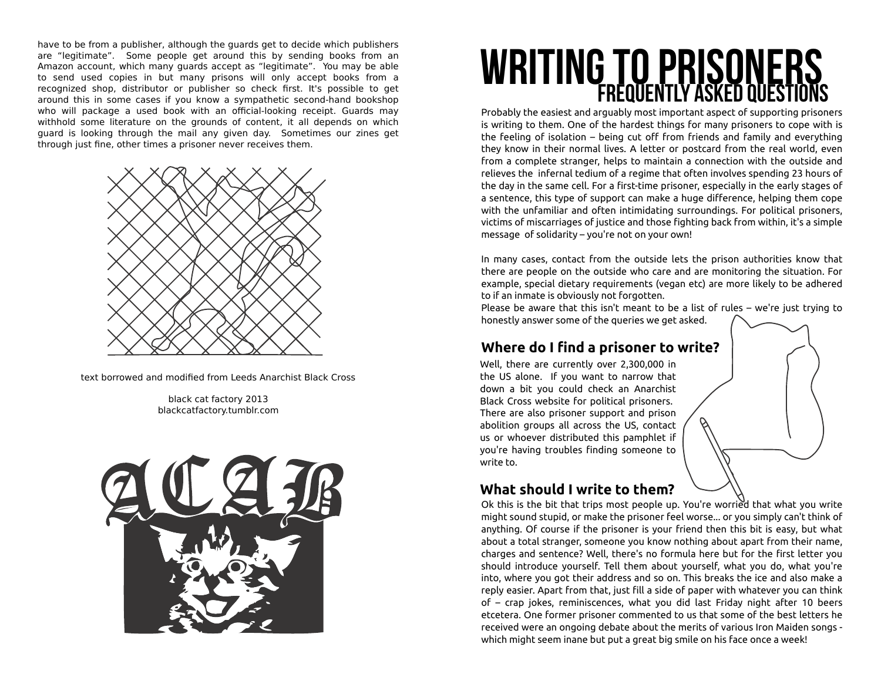have to be from a publisher, although the guards get to decide which publishers are "legitimate". Some people get around this by sending books from an Amazon account, which many guards accept as "legitimate". You may be able to send used copies in but many prisons will only accept books from a recognized shop, distributor or publisher so check first. It's possible to get around this in some cases if you know a sympathetic second-hand bookshop who will package a used book with an official-looking receipt. Guards may withhold some literature on the grounds of content, it all depends on which guard is looking through the mail any given day. Sometimes our zines get through just fine, other times a prisoner never receives them.

text borrowed and modified from Leeds Anarchist Black Cross

black cat factory 2013
blackcatfactory.tumblr.com

ACAB

# WRITING TO PRISONERS

## FREQUENTLY ASKED QUESTIONS

Probably the easiest and arguably most important aspect of supporting prisoners is writing to them. One of the hardest things for many prisoners to cope with is the feeling of isolation – being cut off from friends and family and everything they know in their normal lives. A letter or postcard from the real world, even from a complete stranger, helps to maintain a connection with the outside and relieves the infernal tedium of a regime that often involves spending 23 hours of the day in the same cell. For a first-time prisoner, especially in the early stages of a sentence, this type of support can make a huge difference, helping them cope with the unfamiliar and often intimidating surroundings. For political prisoners, victims of miscarriages of justice and those fighting back from within, it's a simple message of solidarity – you're not on your own!

In many cases, contact from the outside lets the prison authorities know that there are people on the outside who care and are monitoring the situation. For example, special dietary requirements (vegan etc) are more likely to be adhered to if an inmate is obviously not forgotten.
Please be aware that this isn't meant to be a list of rules – we're just trying to honestly answer some of the queries we get asked.

### Where do I find a prisoner to write?

Well, there are currently over 2,300,000 in the US alone. If you want to narrow that down a bit you could check an Anarchist Black Cross website for political prisoners. There are also prisoner support and prison abolition groups all across the US, contact us or whoever distributed this pamphlet if you're having troubles finding someone to write to.

### What should I write to them?

Ok this is the bit that trips most people up. You're worried that what you write might sound stupid, or make the prisoner feel worse... or you simply can't think of anything. Of course if the prisoner is your friend then this bit is easy, but what about a total stranger, someone you know nothing about apart from their name, charges and sentence? Well, there's no formula here but for the first letter you should introduce yourself. Tell them about yourself, what you do, what you're into, where you got their address and so on. This breaks the ice and also make a reply easier. Apart from that, just fill a side of paper with whatever you can think of – crap jokes, reminiscences, what you did last Friday night after 10 beers etcetera. One former prisoner commented to us that some of the best letters he received were an ongoing debate about the merits of various Iron Maiden songs - which might seem inane but put a great big smile on his face once a week!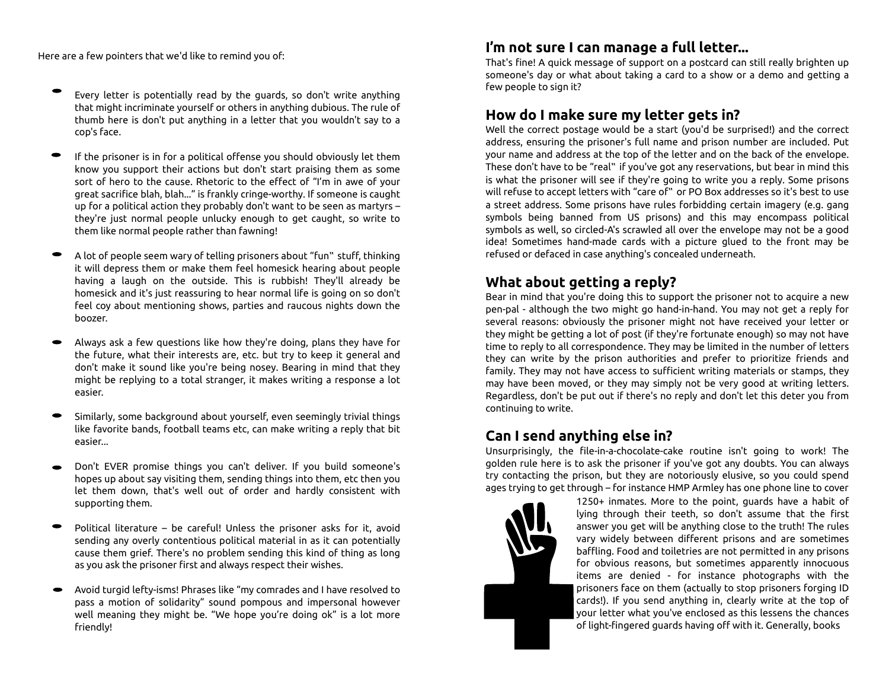Here are a few pointers that we'd like to remind you of:

- Every letter is potentially read by the guards, so don't write anything that might incriminate yourself or others in anything dubious. The rule of thumb here is don't put anything in a letter that you wouldn't say to a cop's face.
- If the prisoner is in for a political offense you should obviously let them know you support their actions but don't start praising them as some sort of hero to the cause. Rhetoric to the effect of "I'm in awe of your great sacrifice blah, blah..." is frankly cringe-worthy. If someone is caught up for a political action they probably don't want to be seen as martyrs – they're just normal people unlucky enough to get caught, so write to them like normal people rather than fawning!
- A lot of people seem wary of telling prisoners about "fun" stuff, thinking it will depress them or make them feel homesick hearing about people having a laugh on the outside. This is rubbish! They'll already be homesick and it's just reassuring to hear normal life is going on so don't feel coy about mentioning shows, parties and raucous nights down the boozer.
- Always ask a few questions like how they're doing, plans they have for the future, what their interests are, etc. but try to keep it general and don't make it sound like you're being nosey. Bearing in mind that they might be replying to a total stranger, it makes writing a response a lot easier.
- Similarly, some background about yourself, even seemingly trivial things like favorite bands, football teams etc, can make writing a reply that bit easier...
- Don't EVER promise things you can't deliver. If you build someone's hopes up about say visiting them, sending things into them, etc then you let them down, that's well out of order and hardly consistent with supporting them.
- Political literature – be careful! Unless the prisoner asks for it, avoid sending any overly contentious political material in as it can potentially cause them grief. There's no problem sending this kind of thing as long as you ask the prisoner first and always respect their wishes.
- Avoid turgid lefty-isms! Phrases like "my comrades and I have resolved to pass a motion of solidarity" sound pompous and impersonal however well meaning they might be. "We hope you're doing ok" is a lot more friendly!

## I'm not sure I can manage a full letter...

That's fine! A quick message of support on a postcard can still really brighten up someone's day or what about taking a card to a show or a demo and getting a few people to sign it?

## How do I make sure my letter gets in?

Well the correct postage would be a start (you'd be surprised!) and the correct address, ensuring the prisoner's full name and prison number are included. Put your name and address at the top of the letter and on the back of the envelope. These don't have to be "real" if you've got any reservations, but bear in mind this is what the prisoner will see if they're going to write you a reply. Some prisons will refuse to accept letters with "care of" or PO Box addresses so it's best to use a street address. Some prisons have rules forbidding certain imagery (e.g. gang symbols being banned from US prisons) and this may encompass political symbols as well, so circled-A's scrawled all over the envelope may not be a good idea! Sometimes hand-made cards with a picture glued to the front may be refused or defaced in case anything's concealed underneath.

## What about getting a reply?

Bear in mind that you're doing this to support the prisoner not to acquire a new pen-pal - although the two might go hand-in-hand. You may not get a reply for several reasons: obviously the prisoner might not have received your letter or they might be getting a lot of post (if they're fortunate enough) so may not have time to reply to all correspondence. They may be limited in the number of letters they can write by the prison authorities and prefer to prioritize friends and family. They may not have access to sufficient writing materials or stamps, they may have been moved, or they may simply not be very good at writing letters. Regardless, don't be put out if there's no reply and don't let this deter you from continuing to write.

## Can I send anything else in?

Unsurprisingly, the file-in-a-chocolate-cake routine isn't going to work! The golden rule here is to ask the prisoner if you've got any doubts. You can always try contacting the prison, but they are notoriously elusive, so you could spend ages trying to get through – for instance HMP Armley has one phone line to cover 1250+ inmates. More to the point, guards have a habit of lying through their teeth, so don't assume that the first answer you get will be anything close to the truth! The rules vary widely between different prisons and are sometimes baffling. Food and toiletries are not permitted in any prisons for obvious reasons, but sometimes apparently innocuous items are denied - for instance photographs with the prisoners face on them (actually to stop prisoners forging ID cards!). If you send anything in, clearly write at the top of your letter what you've enclosed as this lessens the chances of light-fingered guards having off with it. Generally, books